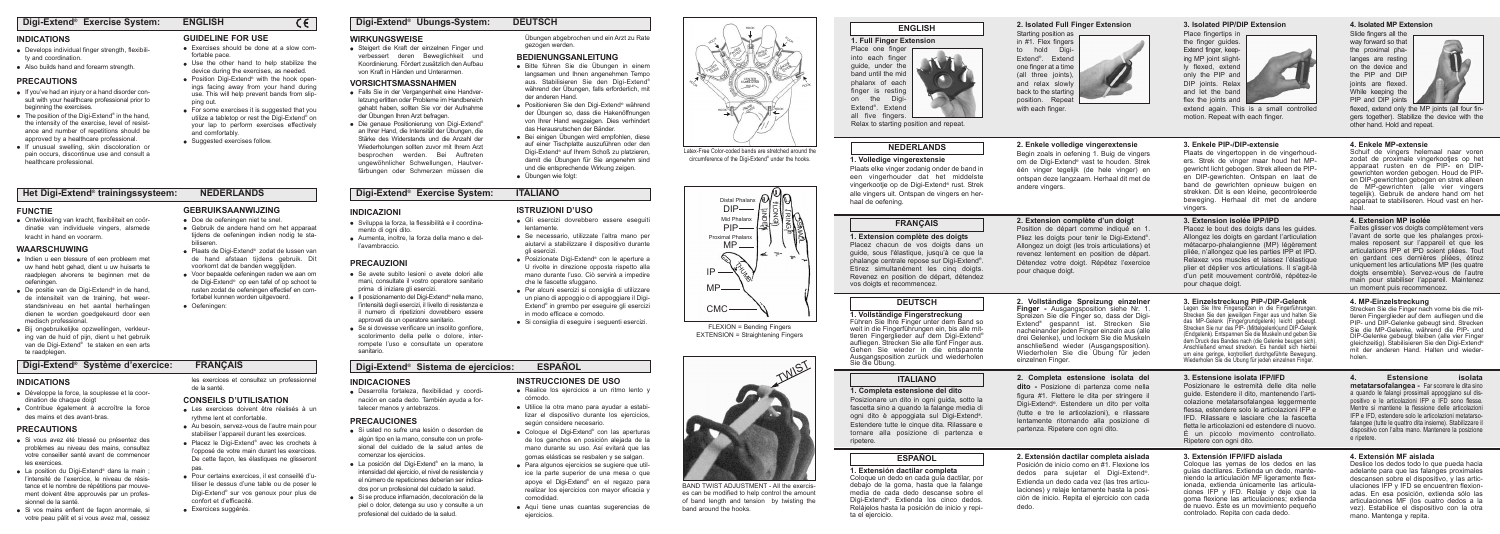## Digi-Extend® Exercise System: ENGLISH

### INDICATIONS

- Develops individual finger strength, flexibility and coordination.
- Also builds hand and forearm strength.

### PRECAUTIONS

- If you've had an injury or a hand disorder consult with your healthcare professional prior to beginning the exercises.
- The position of the Digi-Extend® in the hand, the intensity of the exercise, level of resistance and number of repetitions should be approved by a healthcare professional.
- If unusual swelling, skin discoloration or pain occurs, discontinue use and consult a healthcare professional.

### GUIDELINE FOR USE

- Exercises should be done at a slow comfortable pace.
- Use the other hand to help stabilize the device during the exercises, as needed.
- Position Digi-Extend® with the hook openings facing away from your hand during use. This will help prevent bands from slipping out.
- For some exercises it is suggested that you utilize a tabletop or rest the Digi-Extend® on your lap to perform exercises effectively and comfortably.
- Suggested exercises follow.

## Het Digi-Extend® trainingssysteem: NEDERLANDS

### FUNCTIE

- Ontwikkeling van kracht, flexibiliteit en coördinatie van individuele vingers, alsmede kracht in hand en voorarm.

### WAARSCHUWING

- Indien u een blessure of een probleem met uw hand hebt gehad, dient u uw huisarts te raadplegen alvorens te beginnen met de oefeningen.
- De positie van de Digi-Extend® in de hand, de intensiteit van de training, het weerstandsniveau en het aantal herhalingen dienen te worden goedgekeurd door een medisch professional.
- Bij ongebruikelijke opzwellingen, verkleuring van de huid of pijn, dient u het gebruik van de Digi-Extend® te staken en een arts te raadplegen.

### GEBRUIKSAANWIJZING

- Doe de oefeningen met te snel.
- Gebruik de andere hand om het apparaat tijdens de oefeningen indien nodig te stabiliseren.
- Plaats de Digi-Extend® zodat de lussen van de hand afstaan tijdens gebruik. Dit voorkomt dat de banden wegglijden.
- Voor bepaalde oefeningen raden we aan om de Digi-Extend® op een tafel of op schoot te rusten om de oefeningen effectief en comfortabel kunnen worden uitgevoerd.
- Oefeningen:

## Digi-Extend® Système d'exercice: FRANÇAIS

### INDICATIONS

- Développe la force, la souplesse et la coordination de chaque doigt.
- Contribue également à accroître la force des mains et des avant-bras.

### PRECAUTIONS

- Si vous avez été blessé ou présentez des problèmes au niveau des mains, consultez votre conseiller santé avant de commencer les exercices.
- La position du Digi-Extend® dans la main ; l'intensité de l'exercice, le niveau de résistance et le nombre de répétitions par mouvement doivent être approuvés par un professionnel de la santé.
- Si vos mains enflent de façon anormale, si votre peau pâlit et si vous avez mal, cessez les exercices et consultez un professionnel de la santé.

### CONSEILS D'UTILISATION

- Les exercices doivent être réalisés à un rythme lent et confortable.
- Au besoin, servez-vous de l'autre main pour stabiliser l'appareil durant les exercices.
- Placez le Digi-Extend® avec les crochets à l'opposé de votre main durant les exercices. De cette façon, les élastiques ne glisseront pas.
- Pour certains exercices, il est conseillé d'utiliser le dessus d'une table ou de poser le Digi-Extend® sur vos genoux pour plus de confort et d'efficacité.
- Exercices suggérés.

## Digi-Extend® Ubungs-System: DEUTSCH

### WIRKUNGSWEISE

- Steigert die Kraft der einzelnen Finger und verbessert deren Beweglichkeit und Koordinierung. Fördert zusätzlich den Aufbau von Kraft in Händen und Unterarmen.

### VORSICHTSMASSNAHMEN

- Falls Sie in der Vergangenheit eine Handverletzung erlitten oder Probleme im Handbereich gehabt haben, sollten Sie vor der Aufnahme der Übungen Ihren Arzt befragen.
- Die genaue Positionierung von Digi-Extend® an Ihrer Hand, die Intensität der Übungen, die Stärke des Widerstands und die Anzahl der Wiederholungen sollten zuvor mit Ihrem Arzt besprochen werden. Bei Auftreten ungewöhnlicher Schwellungen, Hautverfärbungen oder Schmerzen müssen die Übungen abgebrochen und ein Arzt zu Rate gezogen werden.

### BEDIENUNGSANLEITUNG

- Bitte führen Sie die Übungen in einem langsamen und Ihnen angenehmen Tempo aus. Stabilisieren Sie den Digi-Extend® während der Übungen, falls erforderlich, mit der anderen Hand.
- Positionieren Sie den Digi-Extend® während der Übungen so, dass die Hakenöffnungen von Ihrer Hand wegzeigen. Dies verhindert das Herausrutschen der Bänder.
- Bei einigen Übungen wird empfohlen, diese auf einer Tischplatte auszuführen oder den Digi-Extend® auf Ihrem Schoß zu platzieren, damit die Übungen für Sie angenehm sind und die entsprechende Wirkung zeigen.
- Übungen wie folgt:

## Digi-Extend® Exercise System: ITALIANO

### INDICAZIONI

- Sviluppa la forza, la flessibilità e il coordinamento di ogni dito.
- Aumenta, inoltre, la forza della mano e dell'avambraccio.

### PRECAUZIONI

- Se avete subito lesioni o avete dolori alle mani, consultate il vostro operatore sanitario prima di iniziare gli esercizi.
- Il posizionamento del Digi-Extend® nella mano, l'intensità degli esercizi, il livello di resistenza e il numero di ripetizioni dovrebbero essere approvati da un operatore sanitario.
- Se si dovesse verificare un insolito gonfiore, scolorimento della pelle o dolore, interrompete l'uso e consultate un operatore sanitario.

### ISTRUZIONI D'USO

- Gli esercizi dovrebbero essere eseguiti lentamente.
- Se necessario, utilizzate l'altra mano per aiutarvi a stabilizzare il dispositivo durante gli esercizi.
- Posizionate Digi-Extend® con le aperture a U rivolte in direzione opposta rispetto alla mano durante l'uso. Ciò servirà a impedire che le fascette sfuggano.
- Per alcuni esercizi si consiglia di utilizzare un piano di appoggio o di appoggiare il Digi-Extend® in grembo per eseguire gli esercizi in modo efficace e comodo.
- Si consiglia di eseguire i seguenti esercizi.

## Digi-Extend® Sistema de ejercicios: ESPAÑOL

### INDICACIONES

- Desarrolla fortaleza, flexibilidad y coordinación en cada dedo. También ayuda a fortalecer manos y antebrazos.

### PRECAUCIONES

- Si usted no sufre una lesión o desorden de algún tipo en la mano, consulte con un profesional del cuidado de la salud antes de comenzar los ejercicios.
- La posición del Digi-Extend® en la mano, la intensidad del ejercicio, el nivel de resistencia y el número de repeticiones deberían ser indicados por un profesional del cuidado la salud.
- Si se produce inflamación, decoloración de la piel o dolor, detenga su uso y consulte a un profesional del cuidado de la salud.

### INSTRUCCIONES DE USO

- Realice los ejercicios a un ritmo lento y cómodo.
- Utilice la otra mano para ayudar a estabilizar el dispositivo durante los ejercicios, según considere necesario.
- Coloque el Digi-Extend® con las aperturas de los ganchos en posición alejada de la mano durante su uso. Así evitará que las gomas elásticas se resbalen y se salgan.
- Para algunos ejercicios se sugiere que utilice la parte superior de una mesa o que apoye el Digi-Extend® en el regazo para realizar los ejercicios con mayor eficacia y comodidad.
- Aquí tiene unas cuantas sugerencias de ejercicios.

Latex-Free Color-coded bands are stretched around the circumference of the Digi-Extend® under the hooks.

Distal Phalanx DIP
Mid Phalanx PIP
Proximal Phalanx MP
IP
MP
CMC

FLEXION = Bending Fingers
EXTENSION = Straightening Fingers

BAND TWIST ADJUSTMENT - All the exercises can be modified to help control the amount of band length and tension by twisting the band around the hooks.

## ENGLISH

### 1. Full Finger Extension

Place one finger into each finger guide, under the band until the mid phalanx of each finger is resting on the Digi-Extend®. Extend all five fingers. Relax to starting position and repeat.

### 2. Isolated Full Finger Extension

Starting position as in #1. Flex fingers to hold Digi-Extend®. Extend one finger at a time (all three joints), and relax slowly back to the starting position. Repeat with each finger.

### 3. Isolated PIP/DIP Extension

Place fingertips in the finger guides. Extend finger, keeping MP joint slightly flexed, extend only the PIP and DIP joints. Relax and let the band flex the joints and extend again. This is a small controlled motion. Repeat with each finger.

### 4. Isolated MP Extension

Slide fingers all the way forward so that the proximal phalanges are resting on the device and the PIP and DIP joints are flexed. While keeping the PIP and DIP joints flexed, extend only the MP joints (all four fingers together). Stabilize the device with the other hand. Hold and repeat.

## NEDERLANDS

### 1. Volledige vingerextensie

Plaats elke vinger zodanig onder de band in een vingerhouder dat het middelste vingerkootje op de Digi-Extend® rust. Strek alle vingers uit. Ontspan de vingers en herhaal de oefening.

### 2. Enkele volledige vingerextensie

Begin zoals in oefening 1. Buig de vingers om de Digi-Extend® vast te houden. Strek één vinger tegelijk (de hele vinger) en ontspan deze langzaam. Herhaal dit met de andere vingers.

### 3. Enkele PIP-/DIP-extensie

Plaats de vingertoppen in de vingerhouders. Strek de vinger maar houd het MP-gewricht licht gebogen. Strek alleen de PIP- en DIP-gewrichten. Ontspan en laat de band de gewrichten opnieuw buigen en strekken. Dit is een kleine, gecontroleerde beweging. Herhaal dit met de andere vingers.

### 4. Enkele MP-extensie

Schuif de vingers helemaal naar voren zodat de proximale vingerkootjes op het apparaat rusten en de PIP- en DIP-gewrichten worden gebogen. Houd de PIP- en DIP-gewrichten gebogen en strek alleen de MP-gewrichten (alle vier vingers tegelijk). Gebruik de andere hand om het apparaat te stabiliseren. Houd vast en herhaal.

## FRANÇAIS

### 1. Extension complète des doigts

Placez chacun de vos doigts dans un guide, sous l'élastique, jusqu'à ce que la phalange centrale repose sur Digi-Extend®. Étirez simultanément les cinq doigts. Revenez en position de départ, détendez vos doigts et recommencez.

### 2. Extension complète d'un doigt

Position de départ comme indiqué en 1. Pliez les doigts pour tenir le Digi-Extend®. Allongez un doigt (les trois articulations) et revenez lentement en position de départ. Détendez votre doigt. Répétez l'exercice pour chaque doigt.

### 3. Extension isolée IPP/IPD

Placez le bout des doigts dans les guides. Allongez les doigts en gardant l'articulation métacarpo-phalangienne (MP) légèrement pliée, n'allongez que les parties IPP et IPD. Relaxez vos articulations et laissez l'élastique plier et déplier vos articulations. Il s'agit-là d'un petit mouvement contrôlé, répétez-le pour chaque doigt.

### 4. Extension MP isolée

Faites glisser vos doigts complètement vers l'avant de sorte que les phalanges proximales reposent sur l'appareil et que les articulations IPP et IPD soient pliées. Tout en gardant ces dernières pliées, étirez uniquement les articulations MP (les quatre doigts ensemble). Servez-vous de l'autre main pour stabiliser l'appareil. Maintenez un moment puis recommencez.

## DEUTSCH

### 1. Vollständige Fingerstreckung

Führen Sie Ihre Finger unter dem Band so weit in die Fingerführungen ein, bis die mittleren Fingerglieder auf dem Digi-Extend® aufliegen. Strecken Sie alle fünf Finger aus. Gehen Sie wieder in die entspannte Ausgangsposition zurück und wiederholen Sie die Übung.

### 2. Vollständige Spreizung einzelner Finger

Ausgangsposition siehe Nr. 1. Spreizen Sie die Finger so, dass der Digi-Extend® gespannt ist. Strecken Sie nacheinander jeden Finger einzeln aus (alle drei Gelenke), und lockern Sie die Muskeln anschließend wieder (Ausgangsposition). Wiederholen Sie die Übung für jeden einzelnen Finger.

### 3. Einzelstreckung PIP-/DIP-Gelenk

Legen Sie Ihre Fingerspitzen in die Fingerführungen. Strecken Sie den jeweiligen Finger aus und halten Sie das MP-Gelenk (Fingergrundgelenk) leicht gebeugt. Strecken Sie nur das PIP- (Mittelgelenk)und DIP-Gelenk (Endgelenk). Entspannen Sie die Muskeln und geben Sie dem Druck des Bandes nach (die Gelenke beugen sich). Anschließend erneut strecken. Es handelt sich hierbei um eine geringe, kontrolliert durchgeführte Bewegung. Wiederholen Sie die Übung für jeden einzelnen Finger.

### 4. MP-Einzelstreckung

Strecken Sie die Finger nach vorne bis die mittleren Fingerglieder auf dem Gerät aufliegen und die PIP- und DIP-Gelenke gebeugt sind. Strecken Sie die MP-Gelenke, während die PIP- und DIP-Gelenke gebeugt bleiben (alle vier Finger gleichzeitig). Stabilisieren Sie den Digi-Extend® mit der anderen Hand. Halten und wiederholen.

## ITALIANO

### 1. Completa estensione delle dita

Posizionare un dito in ogni guida, sotto la fascetta sino a quando la falange media di ogni dito è appoggiata sul Digi-Extend®. Estendere tutte le cinque dita. Rilassare e tornare alla posizione di partenza e ripetere.

### 2. Completa estensione isolata del dito

Posizione di partenza come nella figura #1. Flettere le dita per stringere il Digi-Extend®. Estendere un dito per volta (tutte e tre le articolazioni), e rilassare lentamente ritornando alla posizione di partenza. Ripetere con ogni dito.

### 3. Estensione isolata IFP/IFD

Posizionare le estremità delle dita nelle guide. Estendere il dito, mantenendo l'articolazione metatarsofalangea leggermente flessa, estendere solo le articolazioni IFP e IFD. Rilassare e lasciare che la fascetta fletta le articolazioni ed estendere di nuovo. È un piccolo movimento controllato. Ripetere con ogni dito.

### 4. Estensione isolata metatarsofalangea

Far scorrere le dita sino a quando le falangi prossimali appoggiano sul dispositivo e le articolazioni IFP e IFD sono flesse. Mentre si mantiene la flessione delle articolazioni IFP e IFD, estendere solo le articolazioni metatarso-falangee (tutte le quattro dita insieme). Stabilizzare il dispositivo con l'altra mano. Mantenere la posizione e ripetere.

## ESPAÑOL

### 1. Extensión dactilar completa

Coloque un dedo en cada guía dactilar, por debajo de la goma, hasta que la falange media de cada dedo descanse sobre el Digi-Extend®. Extienda los cinco dedos. Relájelos hasta la posición de inicio y repita el ejercicio.

### 2. Extensión dactilar completa aislada

Posición de inicio como en #1. Flexione los dedos para sujetar el Digi-Extend®. Extienda un dedo cada vez (las tres articulaciones) y relaje lentamente hasta la posición de inicio. Repita el ejercicio con cada dedo.

### 3. Extensión IFP/IFD aislada

Coloque las yemas de los dedos en las guías dactilares. Extienda un dedo, manteniendo la articulación MF ligeramente flexionada, extienda únicamente las articulaciones IFP y IFD. Relaje y deje que la goma flexione las articulaciones, extienda de nuevo. Este es un movimiento pequeño controlado. Repita con cada dedo.

### 4. Extensión MF aislada

Deslice los dedos todo lo que pueda hacia adelante para que las falanges proximales descansen sobre el dispositivo, y las articulaciones IFP y IFD se encuentren flexionadas. En esa posición, extienda sólo las articulaciones MF (los cuatro dedos a la vez). Estabilice el dispositivo con la otra mano. Mantenga y repita.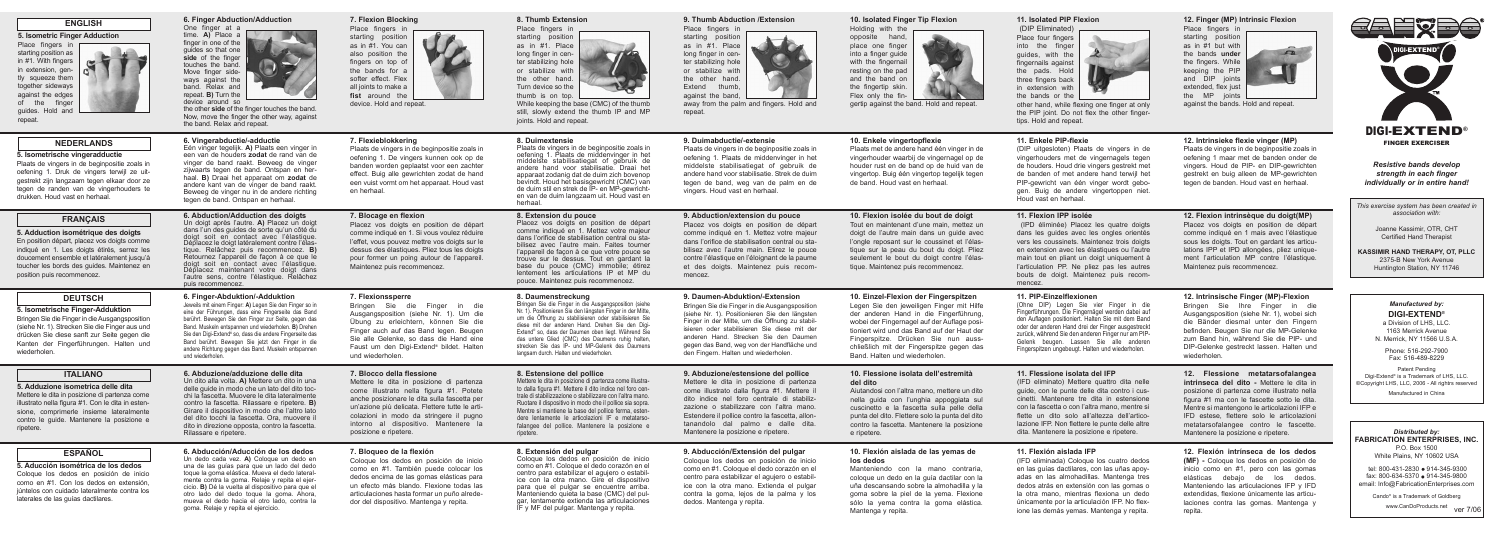## ENGLISH

### 5. Isometric Finger Adduction

Places fingers in starting position as in #1. With fingers in extension, gently squeeze them together sideways against the edges of the finger guides. Hold and repeat.

### 6. Finger Abduction/Adduction

One finger at a time. **A)** Place a finger in one of the guides so that one **side** of the finger touches the band. Move finger sideways against the band. Relax and repeat. **B)** Turn the device around so the other **side** of the finger touches the band. Now, move the finger the other way, against the band. Relax and repeat.

### 7. Flexion Blocking

Place fingers in starting position as in #1. You can also position the fingers on top of the bands for a softer effect. Flex all joints to make a fist against the device. Hold and repeat.

### 8. Thumb Extension

Place fingers in starting position as in #1. Place long finger in center stabilizing hole or stabilize with the other hand. Turn device so the thumb is on top. While keeping the base (CMC) of the thumb still, slowly extend the thumb IP and MP joints. Hold and repeat.

### 9. Thumb Abduction /Extension

Place fingers in starting position as in #1. Place long finger in center stabilizing hole or stabilize with the other hand. Extend thumb, against the band, away from the palm and fingers. Hold and repeat.

### 10. Isolated Finger Tip Flexion

Holding with the opposite hand, place one finger into a finger guide with the fingernail resting on the pad and the band on the fingertip skin. Flex only the fingertip against the band. Hold and repeat.

### 11. Isolated PIP Flexion

(DIP Eliminated) Place four fingers into the finger guides, with the fingernails against the pads. Hold three fingers back in extension with the bands or the other hand, while flexing one finger at only the PIP joint. Do not flex the other fingertips. Hold and repeat.

### 12. Finger (MP) Intrinsic Flexion

Place fingers in starting position as in #1 but with the bands **under** the fingers. While keeping the PIP and DIP joints extended, flex just the MP joints against the bands. Hold and repeat.

## NEDERLANDS

### 5. Isometrische vingeradductie

Plaats de vingers in de beginpositie zoals in oefening 1. Druk de vingers terwijl ze uitgestrekt zijn langzaam tegen elkaar door ze tegen de randen van de vingerhouders te drukken. Houd vast en herhaal.

### 6. Vingerabductie/-adductie

Eén vinger tegelijk. **A)** Plaats een vinger in een van de houders **zodat** de rand van de vinger de band raakt. Beweeg de vinger zijwaarts tegen de band. Ontspan en herhaal. **B)** Draai het apparaat om **zodat** de andere kant van de vinger de band raakt. Beweeg de vinger nu in de andere richting tegen de band. Ontspan en herhaal.

### 7. Flexieblokkering

Plaats de vingers in de beginpositie zoals in oefening 1. De vingers kunnen ook op de banden worden geplaatst voor een zachter effect. Buig alle gewrichten zodat de hand een vuist vormt om het apparaat. Houd vast en herhaal.

### 8. Duimextensie

Plaats de vingers in de beginpositie zoals in oefening 1. Plaats de middenvinger in het middelste stabilisatiegat of gebruik de andere hand voor stabilisatie. Draai het apparaat zodanig dat de duim zich bovenop bevindt. Houd het basisgewricht (CMC) van de duim stil en strek de IP- en MP-gewrichten van de duim langzaam uit. Houd vast en herhaal.

### 9. Duimabductie/-extensie

Plaats de vingers in de beginpositie zoals in oefening 1. Plaats de middenvinger in het middelste stabilisatiegat of gebruik de andere hand voor stabilisatie. Strek de duim tegen de band, weg van de palm en de vingers. Houd vast en herhaal.

### 10. Enkele vingertopflexie

Plaats met de andere hand één vinger in de vingerhouder waarbij de vingernagel op de houder rust en de band op de huid van de vingertop. Buig één vingertop tegelijk tegen de band. Houd vast en herhaal.

### 11. Enkele PIP-flexie

(DIP uitgesloten) Plaats de vingers in de vingerhouders met de vingernagels tegen de houders. Houd drie vingers gestrekt met de banden of met de andere hand terwijl het PIP-gewricht van één vinger wordt gebogen. Buig de andere vingertoppen niet. Houd vast en herhaal.

### 12. Intrinsieke flexie vinger (MP)

Plaats de vingers in de beginpositie zoals in oefening 1 maar met de banden onder de vingers. Houd de PIP- en DIP-gewrichten gestrekt en buig alleen de MP-gewrichten tegen de banden. Houd vast en herhaal.

## FRANÇAIS

### 5. Adduction isométrique des doigts

En position départ, placez vos doigts comme indiqué en 1. Les doigts étirés, serrez les doucement ensemble et latéralement jusqu'à toucher les bords des guides. Maintenez en position puis recommencez.

### 6. Abduction/Adduction des doigts

Un doigt après l'autre. **A)** Placez un doigt dans l'un des guides de sorte qu'un côté du doigt soit en contact avec l'élastique. Déplacez le doigt latéralement contre l'élastique. Relâchez puis recommencez. **B)** Retournez l'appareil de façon à ce que le doigt soit en contact avec l'élastique. Déplacez maintenant votre doigt dans l'autre sens, contre l'élastique. Relâchez puis recommencez.

### 7. Blocage en flexion

Placez vos doigts en position de départ comme indiqué en 1. Si vous voulez réduire l'effet, vous pouvez mettre vos doigts sur le dessus des élastiques. Pliez tous les doigts pour former un poing autour de l'appareil. Maintenez puis recommencez.

### 8. Extension du pouce

Placez vos doigts en position de départ comme indiqué en 1. Mettez votre majeur dans l'orifice de stabilisation central ou stabilisez avec l'autre main. Faites tourner l'appareil de façon à ce que votre pouce se trouve sur le dessus. Tout en gardant la base du pouce (CMC) immobile, étirez lentement les articulations IP et MP du pouce. Maintenez puis recommencez.

### 9. Abduction/extension du pouce

Placez vos doigts en position de départ comme indiqué en 1. Mettez votre majeur dans l'orifice de stabilisation central ou stabilisez avec l'autre main. Étirez le pouce contre l'élastique et l'éloignant de la paume et des doigts. Maintenez puis recommencez.

### 10. Flexion isolée du bout de doigt

Tout en maintenant d'une main, mettez un doigt de l'autre main dans un guide avec l'ongle reposant sur le coussinet et l'élastique sur la peau du bout du doigt. Pliez seulement le bout du doigt contre l'élastique. Maintenez puis recommencez.

### 11. Flexion IPP isolée

(IPD éliminée) Placez les quatre doigts dans les guides avec les ongles orientés vers les coussinets. Maintenez trois doigts en extension avec les élastiques ou l'autre main tout en pliant un doigt uniquement à l'articulation PP. Ne pliez pas les autres bouts de doigt. Maintenez puis recommencez.

### 12. Flexion intrinsèque du doigt(MP)

Placez vos doigts en position de départ comme indiqué en 1 mais avec l'élastique sous les doigts. Tout en gardant les articulations IPP et IPD allongées, pliez uniquement l'articulation MP contre l'élastique. Maintenez puis recommencez.

## DEUTSCH

### 5. Isometrische Finger-Adduktion

Bringen Sie die Finger in die Ausgangsposition (siehe Nr. 1). Strecken Sie die Finger aus und drücken Sie diese sanft zur Seite gegen die Kanten der Fingerführungen. Halten und wiederholen.

### 6. Finger-Abduktion/-Adduktion

Jeweils mit einem Finger. **A)** Legen Sie den Finger so in eine der Führungen, dass eine Fingerseite das Band berührt. Bewegen Sie den Finger zur Seite, gegen das Band. Muskeln entspannen und wiederholen. **B)** Drehen Sie den Digi-Extend® so, dass die andere Fingerseite das Band berührt. Bewegen Sie jetzt den Finger in die andere Richtung gegen das Band. Muskeln entspannen und wiederholen.

### 7. Flexionssperre

Bringen Sie die Finger in die Ausgangsposition (siehe Nr. 1). Um die Übung zu erleichtern, können Sie die Finger auch auf das Band legen. Beugen Sie alle Gelenke, so dass die Hand eine Faust um den Digi-Extend® bildet. Halten und wiederholen.

### 8. Daumenstreckung

Bringen Sie die Finger in die Ausgangsposition (siehe Nr. 1). Positionieren Sie den längsten Finger in der Mitte, um die Öffnung zu stabilisieren oder stabilisieren Sie diese mit der anderen Hand. Drehen Sie den Digi-Extend® so, dass der Daumen oben liegt. Während Sie das untere Glied (CMC) des Daumens ruhig halten, strecken Sie das IP- und MP-Gelenk des Daumens langsam durch. Halten und wiederholen.

### 9. Daumen-Abduktion/-Extension

Bringen Sie die Finger in die Ausgangsposition (siehe Nr. 1). Positionieren Sie den längsten Finger in der Mitte, um die Öffnung zu stabilisieren oder stabilisieren Sie diese mit der anderen Hand. Strecken Sie den Daumen gegen das Band, weg von der Handfläche und den Fingern. Halten und wiederholen.

### 10. Einzel-Flexion der Fingerspitzen

Legen Sie den jeweiligen Finger mit Hilfe der anderen Hand in die Fingerführung, wobei der Fingernagel auf der Auflage positioniert wird und das Band auf der Haut der Fingerspitze. Drücken Sie nun ausschließlich mit der Fingerspitze gegen das Band. Halten und wiederholen.

### 11. PIP-Einzelflexionen

(Ohne DIP) Legen Sie vier Finger in die Fingerführungen. Die Fingernägel werden dabei auf den Auflagen positioniert. Halten Sie mit dem Band oder der anderen Hand drei der Finger ausgestreckt zurück, während Sie den anderen Finger nur am PIP-Gelenk beugen. Lassen Sie alle anderen Fingerspitzen ungebeugt. Halten und wiederholen.

### 12. Intrinsische Finger (MP)-Flexion

Bringen Sie Ihre Finger in die Ausgangsposition (siehe Nr. 1), wobei sich die Bänder diesmal unter den Fingern befinden. Beugen Sie nur die MP-Gelenke zum Band hin, während Sie die PIP- und DIP-Gelenke gestreckt lassen. Halten und wiederholen.

## ITALIANO

### 5. Adduzione isometrica delle dita

Mettere le dita in posizione di partenza come illustrato nella figura #1. Con le dita in estensione, comprimerle insieme lateralmente contro le guide. Mantenere la posizione e ripetere.

### 6. Abduzione/adduzione delle dita

Un dito alla volta. **A)** Mettere un dito in una delle guide in modo che un lato del dito tocchi la fascetta. Muovere le dita lateralmente contro la fascetta. Rilassare e ripetere. **B)** Girare il dispositivo in modo che l'altro lato del dito tocchi la fascetta. Ora, muovere il dito in direzione opposta, contro la fascetta. Rilassare e ripetere.

### 7. Blocco della flessione

Mettere le dita in posizione di partenza come illustrato nella figura #1. Potete anche posizionare le dita sulla fascetta per un'azione più delicata. Flettere tutte le articolazioni in modo da stringere il pugno intorno al dispositivo. Mantenere la posizione e ripetere.

### 8. Estensione del pollice

Mettere le dita in posizione di partenza come illustrato dalla figura #1. Mettere il dito indice nel foro centrale di stabilizzazione o stabilizzare con l'altra mano. Ruotare il dispositivo in modo che il pollice sia sopra. Mentre si mantiene la base del pollice ferma, estendere lentamente le articolazioni IF e metatarso-falangee del pollice. Mantenere la posizione e ripetere.

### 9. Abduzione/estensione del pollice

Mettere le dita in posizione di partenza come illustrato dalla figura #1. Mettere il dito indice nel foro centrale di stabilizzazione o stabilizzare con l'altra mano. Estendere il pollice contro la fascetta, allontanandolo dal palmo e dalle dita. Mantenere la posizione e ripetere.

### 10. Flessione isolata dell'estremità del dito

Aiutandosi con l'altra mano, mettere un dito nella guida con l'unghia appoggiata sul cuscinetto e la fascetta sulla pelle della punta del dito. Flettere solo la punta del dito contro la fascetta. Mantenere la posizione e ripetere.

### 11. Flessione isolata del IFP

(IFD eliminato) Mettere quattro dita nelle guide, con le punte delle dita contro i cuscinetti. Mantenere tre dita in estensione con la fascetta o con l'altra mano, mentre si flette un dito solo all'altezza dell'articolazione IFP. Non flettere le punte delle altre dita. Mantenere la posizione e ripetere.

### 12. Flessione metatarsofalangea intrinseca del dito

Mettere le dita in posizione di partenza come illustrato nella figura #1 ma con le fascette sotto le dita. Mentre si mantengono le articolazioni IFP e IFD estese, flettere solo le articolazioni metatarsofalangee contro le fascette. Mantenere la posizione e ripetere.

## ESPAÑOL

### 5. Aducción isométrica de los dedos

Coloque los dedos en posición de inicio como en #1. Con los dedos en extensión, júntelos con cuidado lateralmente contra los laterales de las guías dactilares.

### 6. Abducción/Aducción de los dedos

Un dedo cada vez. **A)** Coloque un dedo en una de las guías para que un lado del dedo toque la goma elástica. Mueva el dedo lateralmente contra la goma. Relaje y repita el ejercicio. **B)** Dé la vuelta al dispositivo para que el otro lado del dedo toque la goma. Ahora, mueva el dedo hacia el otro lado, contra la goma. Relaje y repita el ejercicio.

### 7. Bloqueo de la flexión

Coloque los dedos en posición de inicio como en #1. También puede colocar los dedos encima de las gomas elásticas para un efecto más blando. Flexione todas las articulaciones hasta formar un puño alrededor del dispositivo. Mantenga y repita.

### 8. Extensión del pulgar

Coloque los dedos en posición de inicio como en #1. Coloque el dedo corazón en el centro para estabilizar el agujero o estabilice con la otra mano. Gire el dispositivo para que el pulgar se encuentre arriba. Manteniendo quieta la base (CMC) del pulgar, lentamente extienda las articulaciones IF y MF del pulgar. Mantenga y repita.

### 9. Abducción/Extensión del pulgar

Coloque los dedos en posición de inicio como en #1. Coloque el dedo corazón en el centro para estabilizar el agujero o estabilice con la otra mano. Extienda el pulgar contra la goma, lejos de la palma y los dedos. Mantenga y repita.

### 10. Flexión aislada de las yemas de los dedos

Manteniendo con la mano contraria, coloque un dedo en la guía dactilar con la uña descansando sobre la almohadilla y la goma sobre la piel de la yema. Flexione sólo la yema contra la goma elástica. Mantenga y repita.

### 11. Flexión aislada IFP

(IFD eliminada) Coloque los cuatro dedos en las guías dactilares, con las uñas apoyadas en las almohadillas. Mantenga tres dedos atrás en extensión con las gomas o la otra mano, mientras flexiona un dedo únicamente por la articulación IFP. No flexione las demás yemas. Mantenga y repita.

### 12. Flexión intrínseca de los dedos (MF)

Coloque los dedos en posición de inicio como en #1, pero con las gomas elásticas debajo de los dedos. Manteniendo las articulaciones IFP y IFD extendidas, flexione únicamente las articulaciones contra las gomas. Mantenga y repita.

---

DIGI-EXTEND®
FINGER EXERCISER

*Resistive bands develop strength in each finger individually or in entire hand!*

*This exercise system has been created in association with:*

Joanne Kassimir, OTR, CHT
Certified Hand Therapist

**KASSIMIR HAND THERAPY, OT, PLLC**
2375-B New York Avenue
Huntington Station, NY 11746

*Manufactured by:*
**DIGI-EXTEND®**
a Division of LHS, LLC.
1163 Merrick Avenue
N. Merrick, NY 11566 U.S.A.

Phone: 516-292-7900
Fax: 516-489-8229

Patent Pending
Digi-Extend® is a Trademark of LHS, LLC.
©Copyright LHS, LLC, 2006 - All rights reserved
Manufactured in China

*Distributed by:*
**FABRICATION ENTERPRISES, INC.**
P.O. Box 1500
White Plains, NY 10602 USA

tel: 800-431-2830 ● 914-345-9300
fax: 800-634-5370 ● 914-345-9800
email: Info@FabricationEnterprises.com

Cando® is a Trademark of Goldberg
www.CanDoProducts.net

ver 7/06